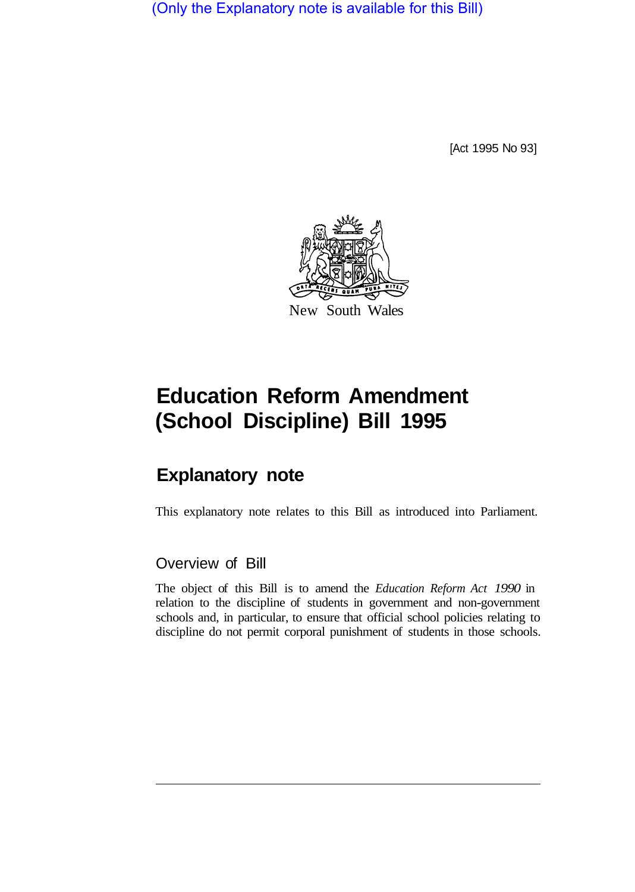(Only the Explanatory note is available for this Bill)

[Act 1995 No 93]

New South Wales

# Education Reform Amendment (School Discipline) Bill 1995

## Explanatory note

This explanatory note relates to this Bill as introduced into Parliament.

### Overview of Bill

The object of this Bill is to amend the *Education Reform Act 1990* in relation to the discipline of students in government and non-government schools and, in particular, to ensure that official school policies relating to discipline do not permit corporal punishment of students in those schools.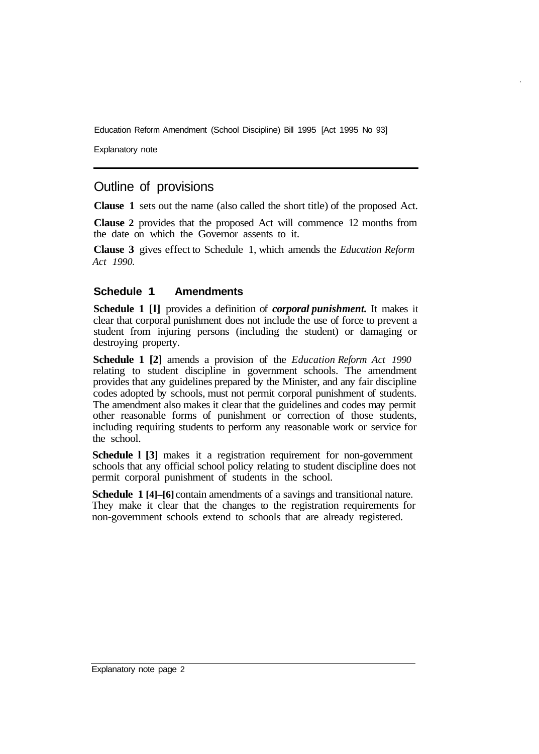Education Reform Amendment (School Discipline) Bill 1995 [Act 1995 No 93]

Explanatory note

## Outline of provisions

**Clause 1** sets out the name (also called the short title) of the proposed Act.

**Clause 2** provides that the proposed Act will commence 12 months from the date on which the Governor assents to it.

**Clause 3** gives effect to Schedule 1, which amends the *Education Reform Act 1990.*

### Schedule 1 Amendments

**Schedule 1 [1]** provides a definition of ***corporal punishment.*** It makes it clear that corporal punishment does not include the use of force to prevent a student from injuring persons (including the student) or damaging or destroying property.

**Schedule 1 [2]** amends a provision of the *Education Reform Act 1990* relating to student discipline in government schools. The amendment provides that any guidelines prepared by the Minister, and any fair discipline codes adopted by schools, must not permit corporal punishment of students. The amendment also makes it clear that the guidelines and codes may permit other reasonable forms of punishment or correction of those students, including requiring students to perform any reasonable work or service for the school.

**Schedule 1 [3]** makes it a registration requirement for non-government schools that any official school policy relating to student discipline does not permit corporal punishment of students in the school.

**Schedule 1 [4]–[6]** contain amendments of a savings and transitional nature. They make it clear that the changes to the registration requirements for non-government schools extend to schools that are already registered.